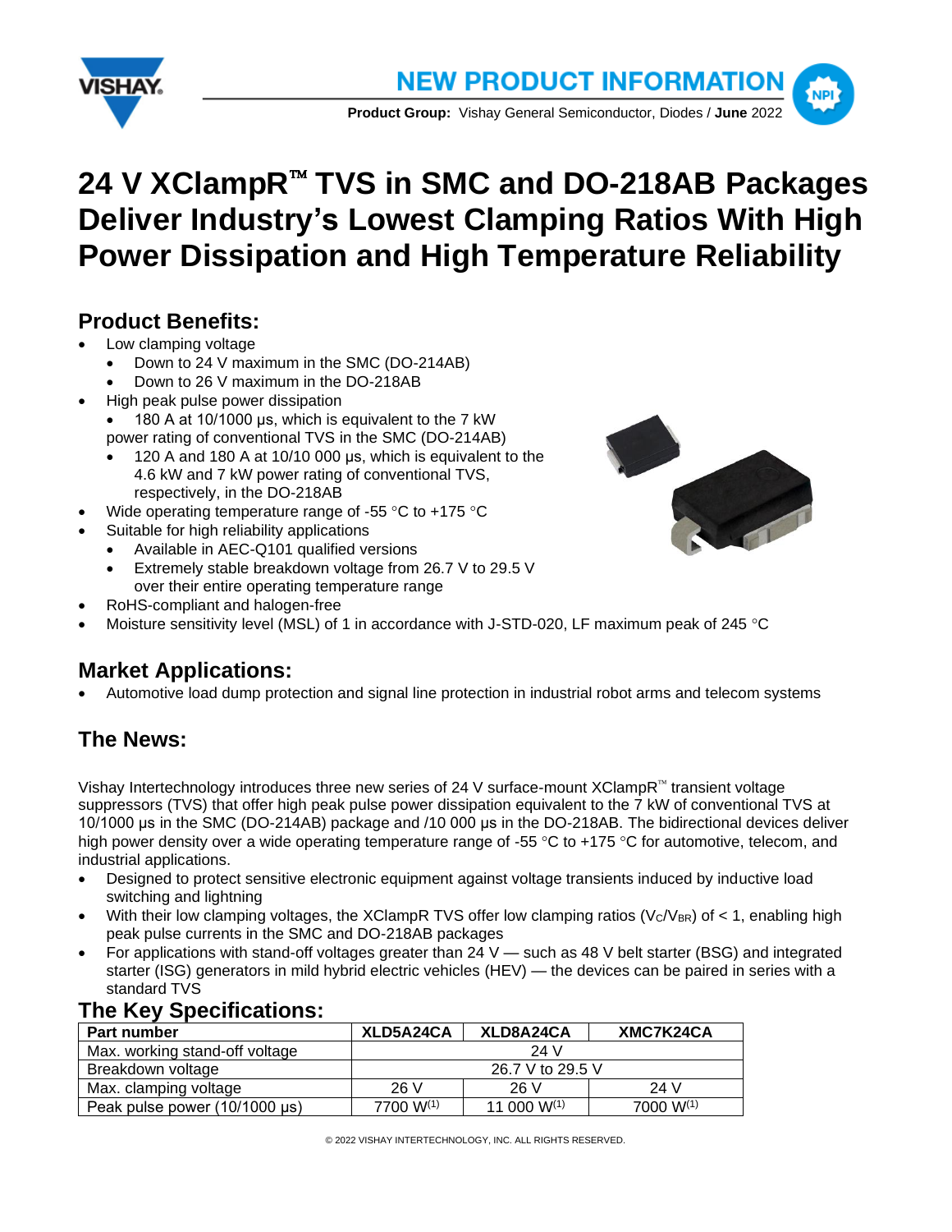**NEW PRODUCT INFORMATION**

**Product Group:** Vishay General Semiconductor, Diodes / **June** 2022

# 24 V XClampR™ TVS in SMC and DO-218AB Packages Deliver Industry's Lowest Clamping Ratios With High Power Dissipation and High Temperature Reliability

## Product Benefits:

- Low clamping voltage
  - Down to 24 V maximum in the SMC (DO-214AB)
  - Down to 26 V maximum in the DO-218AB
- High peak pulse power dissipation
  - 180 A at 10/1000 µs, which is equivalent to the 7 kW power rating of conventional TVS in the SMC (DO-214AB)
  - 120 A and 180 A at 10/10 000 µs, which is equivalent to the 4.6 kW and 7 kW power rating of conventional TVS, respectively, in the DO-218AB
- Wide operating temperature range of -55 °C to +175 °C
- Suitable for high reliability applications
  - Available in AEC-Q101 qualified versions
  - Extremely stable breakdown voltage from 26.7 V to 29.5 V over their entire operating temperature range
- RoHS-compliant and halogen-free
- Moisture sensitivity level (MSL) of 1 in accordance with J-STD-020, LF maximum peak of 245 °C

## Market Applications:

- Automotive load dump protection and signal line protection in industrial robot arms and telecom systems

## The News:

Vishay Intertechnology introduces three new series of 24 V surface-mount XClampR™ transient voltage suppressors (TVS) that offer high peak pulse power dissipation equivalent to the 7 kW of conventional TVS at 10/1000 µs in the SMC (DO-214AB) package and /10 000 µs in the DO-218AB. The bidirectional devices deliver high power density over a wide operating temperature range of -55 °C to +175 °C for automotive, telecom, and industrial applications.

- Designed to protect sensitive electronic equipment against voltage transients induced by inductive load switching and lightning
- With their low clamping voltages, the XClampR TVS offer low clamping ratios ($V_C/V_{BR}$) of < 1, enabling high peak pulse currents in the SMC and DO-218AB packages
- For applications with stand-off voltages greater than 24 V — such as 48 V belt starter (BSG) and integrated starter (ISG) generators in mild hybrid electric vehicles (HEV) — the devices can be paired in series with a standard TVS

## The Key Specifications:

| Part number | XLD5A24CA | XLD8A24CA | XMC7K24CA |
|---|---|---|---|
| Max. working stand-off voltage | 24 V | | |
| Breakdown voltage | 26.7 V to 29.5 V | | |
| Max. clamping voltage | 26 V | 26 V | 24 V |
| Peak pulse power (10/1000 µs) | 7700 W(1) | 11 000 W(1) | 7000 W(1) |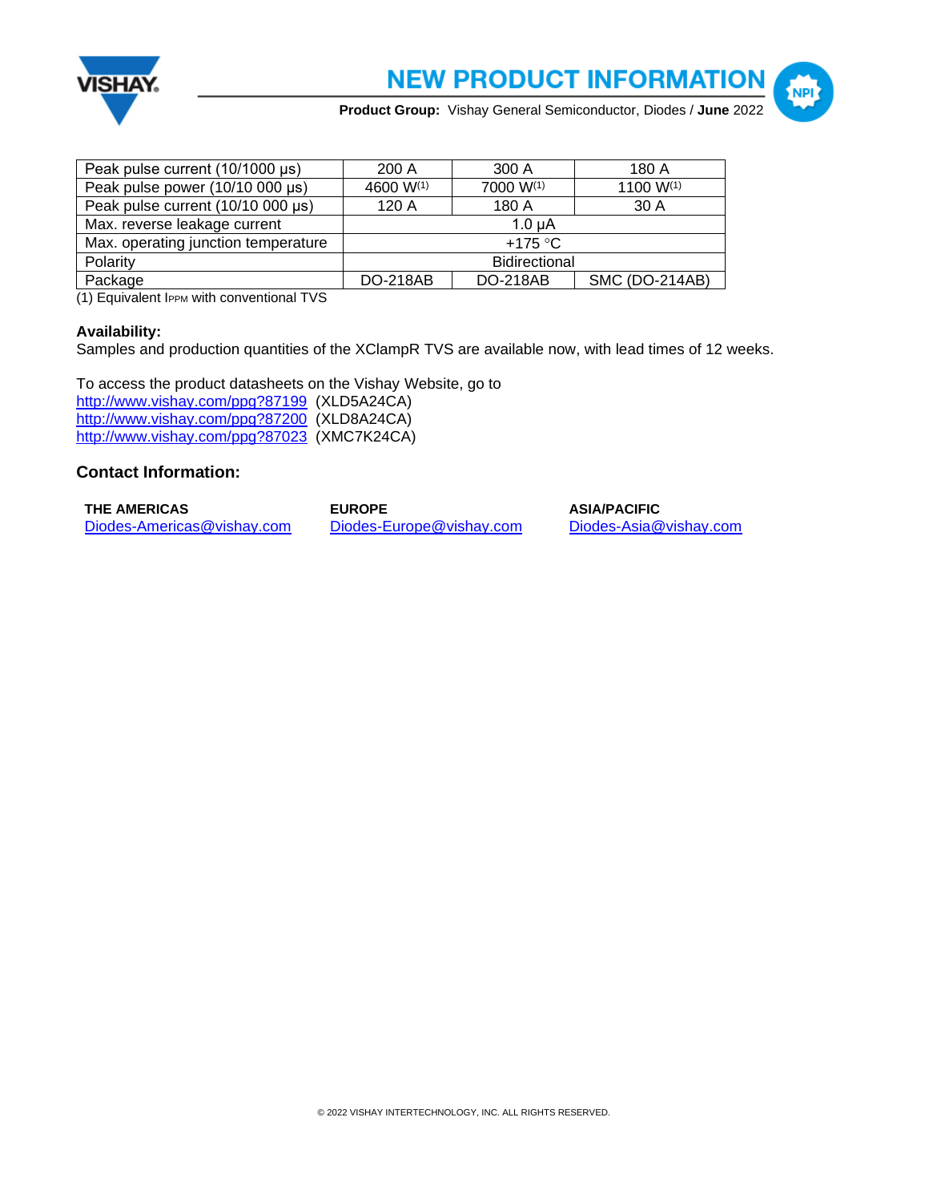| | | | |
|---|---|---|---|
| Peak pulse current (10/1000 µs) | 200 A | 300 A | 180 A |
| Peak pulse power (10/10 000 µs) | 4600 W(1) | 7000 W(1) | 1100 W(1) |
| Peak pulse current (10/10 000 µs) | 120 A | 180 A | 30 A |
| Max. reverse leakage current | 1.0 µA | | |
| Max. operating junction temperature | +175 °C | | |
| Polarity | Bidirectional | | |
| Package | DO-218AB | DO-218AB | SMC (DO-214AB) |

(1) Equivalent $I_{PPM}$ with conventional TVS

**Availability:**

Samples and production quantities of the XClampR TVS are available now, with lead times of 12 weeks.

To access the product datasheets on the Vishay Website, go to
http://www.vishay.com/ppg?87199 (XLD5A24CA)
http://www.vishay.com/ppg?87200 (XLD8A24CA)
http://www.vishay.com/ppg?87023 (XMC7K24CA)

## Contact Information:

**THE AMERICAS**
Diodes-Americas@vishay.com

**EUROPE**
Diodes-Europe@vishay.com

**ASIA/PACIFIC**
Diodes-Asia@vishay.com

© 2022 VISHAY INTERTECHNOLOGY, INC. ALL RIGHTS RESERVED.